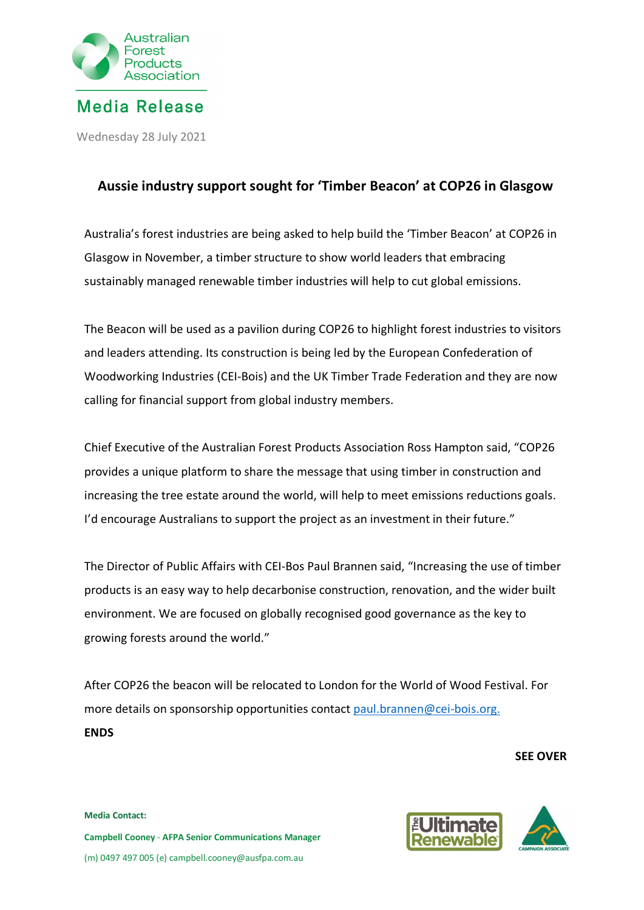Australian Forest Products Association

## Media Release

Wednesday 28 July 2021

# Aussie industry support sought for 'Timber Beacon' at COP26 in Glasgow

Australia's forest industries are being asked to help build the 'Timber Beacon' at COP26 in Glasgow in November, a timber structure to show world leaders that embracing sustainably managed renewable timber industries will help to cut global emissions.

The Beacon will be used as a pavilion during COP26 to highlight forest industries to visitors and leaders attending. Its construction is being led by the European Confederation of Woodworking Industries (CEI-Bois) and the UK Timber Trade Federation and they are now calling for financial support from global industry members.

Chief Executive of the Australian Forest Products Association Ross Hampton said, "COP26 provides a unique platform to share the message that using timber in construction and increasing the tree estate around the world, will help to meet emissions reductions goals. I'd encourage Australians to support the project as an investment in their future."

The Director of Public Affairs with CEI-Bos Paul Brannen said, "Increasing the use of timber products is an easy way to help decarbonise construction, renovation, and the wider built environment. We are focused on globally recognised good governance as the key to growing forests around the world."

After COP26 the beacon will be relocated to London for the World of Wood Festival. For more details on sponsorship opportunities contact paul.brannen@cei-bois.org.

**ENDS**

**SEE OVER**

**Media Contact:**

**Campbell Cooney - AFPA Senior Communications Manager**

(m) 0497 497 005 (e) campbell.cooney@ausfpa.com.au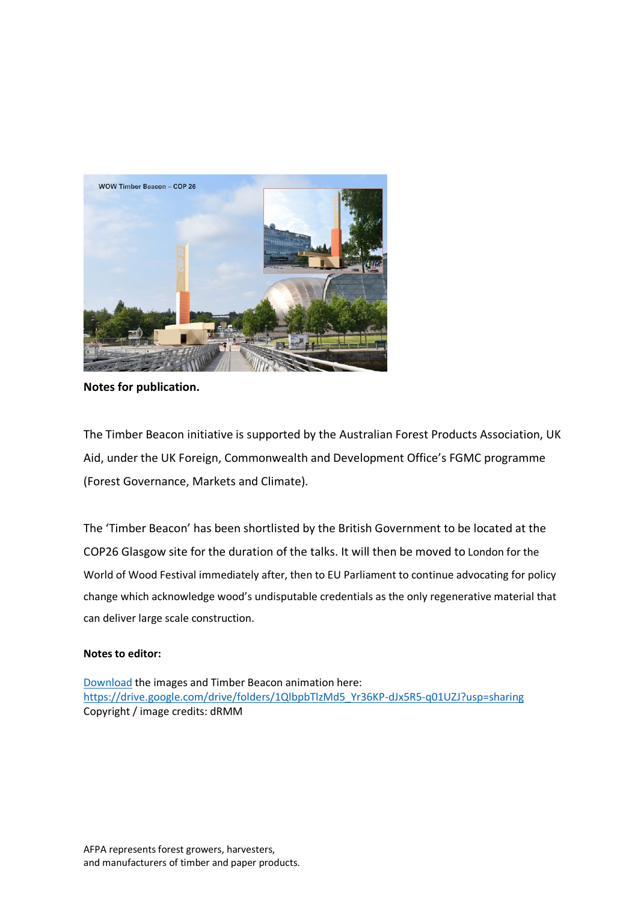**Notes for publication.**

The Timber Beacon initiative is supported by the Australian Forest Products Association, UK Aid, under the UK Foreign, Commonwealth and Development Office's FGMC programme (Forest Governance, Markets and Climate).

The 'Timber Beacon' has been shortlisted by the British Government to be located at the COP26 Glasgow site for the duration of the talks. It will then be moved to London for the World of Wood Festival immediately after, then to EU Parliament to continue advocating for policy change which acknowledge wood's undisputable credentials as the only regenerative material that can deliver large scale construction.

**Notes to editor:**

[Download](https://drive.google.com/drive/folders/1QlbpbTlzMd5_Yr36KP-dJx5R5-q01UZJ?usp=sharing) the images and Timber Beacon animation here:
https://drive.google.com/drive/folders/1QlbpbTlzMd5_Yr36KP-dJx5R5-q01UZJ?usp=sharing
Copyright / image credits: dRMM

AFPA represents forest growers, harvesters,
and manufacturers of timber and paper products.